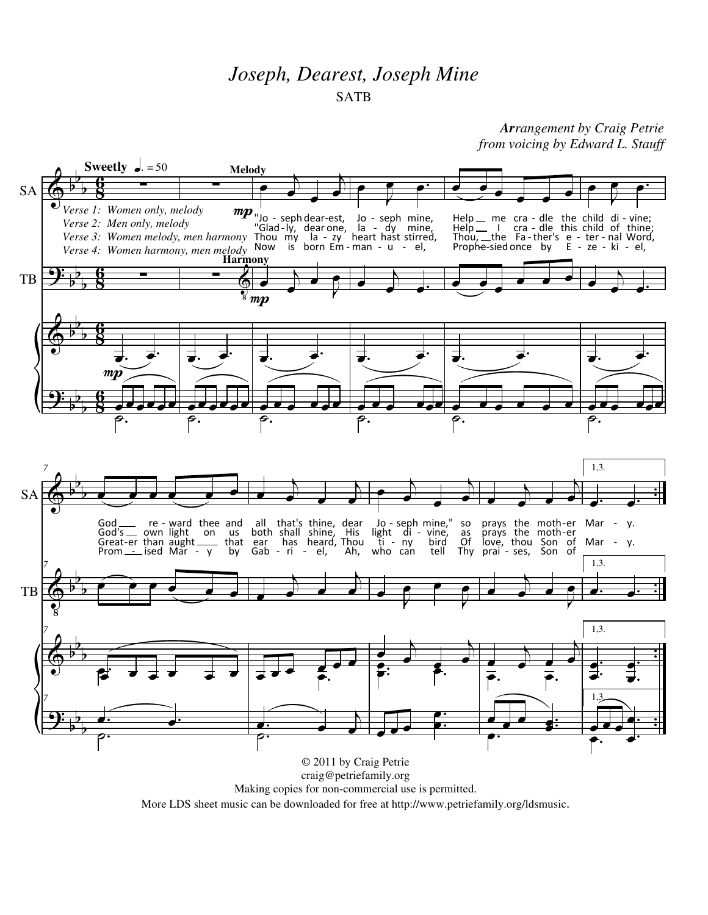# *Joseph, Dearest, Joseph Mine*

SATB

*Arrangement by Craig Petrie*
*from voicing by Edward L. Stauff*

Sweetly ♩. = 50

*Verse 1: Women only, melody*
*Verse 2: Men only, melody*
*Verse 3: Women melody, men harmony*
*Verse 4: Women harmony, men melody*

"Jo - seph dear-est, Jo - seph mine, Help __ me cra - dle the child di - vine; God __ re - ward thee and all that's thine, dear Jo - seph mine," so prays the moth-er Mar - y.

"Glad - ly, dear one, la - dy mine, Help __ I cra - dle this child of thine; God's __ own light on us both shall shine, His light di - vine, as prays the moth-er Mar - y.

Thou my la - zy heart hast stirred, Thou, __ the Fa - ther's e - ter - nal Word, Great-er than aught __ that ear has heard, Thou ti - ny bird Of love, thou Son of Mar - y.

Now is born Em - man - u - el, Prophe-sied once by E - ze - ki - el, Prom - ised Mar - y by Gab - ri - el, Ah, who can tell Thy prai - ses, Son of

© 2011 by Craig Petrie
craig@petriefamily.org
Making copies for non-commercial use is permitted.
More LDS sheet music can be downloaded for free at http://www.petriefamily.org/ldsmusic.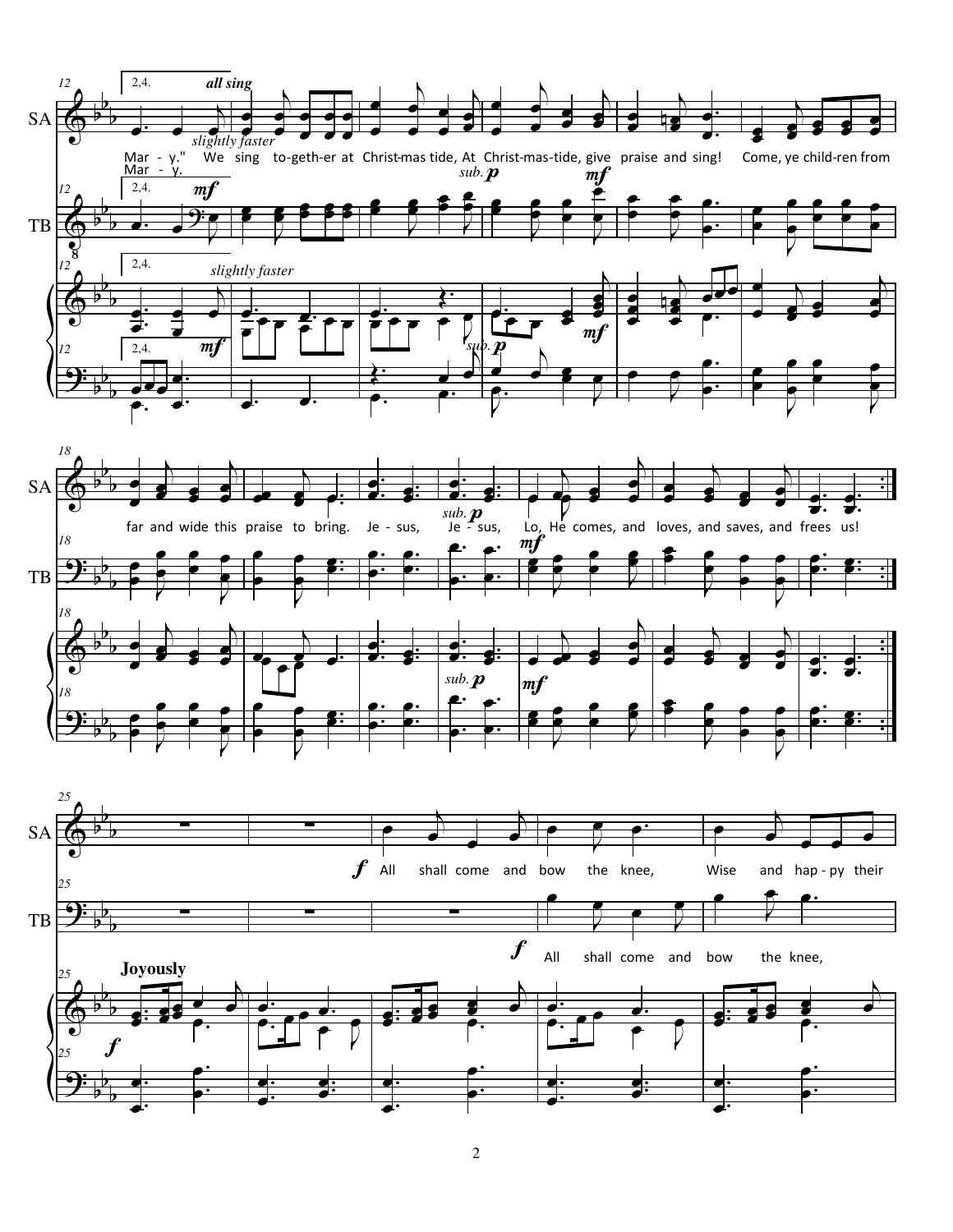SA: Mar - y." We sing to-geth-er at Christ-mas tide, At Christ-mas-tide, give praise and sing! Come, ye child-ren from far and wide this praise to bring. Je - sus, Je - sus, Lo, He comes, and loves, and saves, and frees us!

SA (alt.): Mar - y.

SA: All shall come and bow the knee, Wise and hap - py their

TB: All shall come and bow the knee,

*2,4.* *all sing* *slightly faster* *sub.* **p** **mf** **f** **Joyously**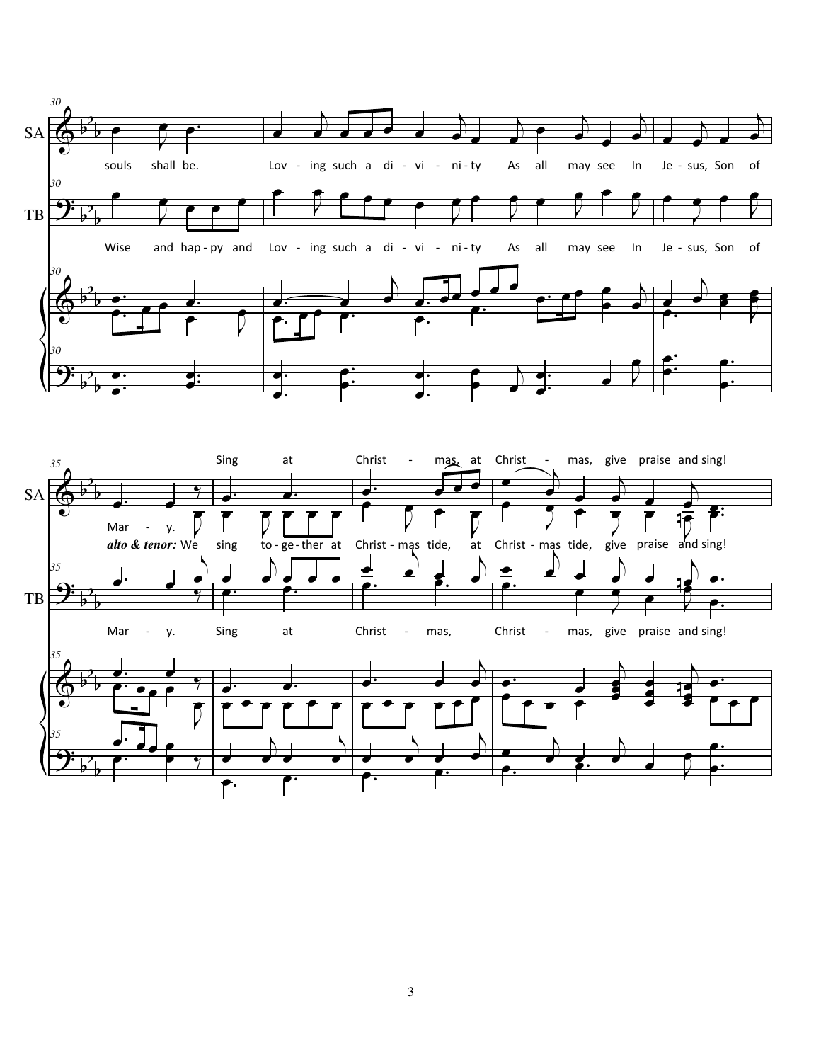SA

souls shall be. Lov - ing such a di - vi - ni - ty As all may see In Je - sus, Son of

TB

Wise and hap - py and Lov - ing such a di - vi - ni - ty As all may see In Je - sus, Son of

SA

Mar - y. Sing at Christ - mas, at Christ - mas, give praise and sing!

***alto & tenor:*** We sing to - ge - ther at Christ - mas tide, at Christ - mas tide, give praise and sing!

TB

Mar - y. Sing at Christ - mas, Christ - mas, give praise and sing!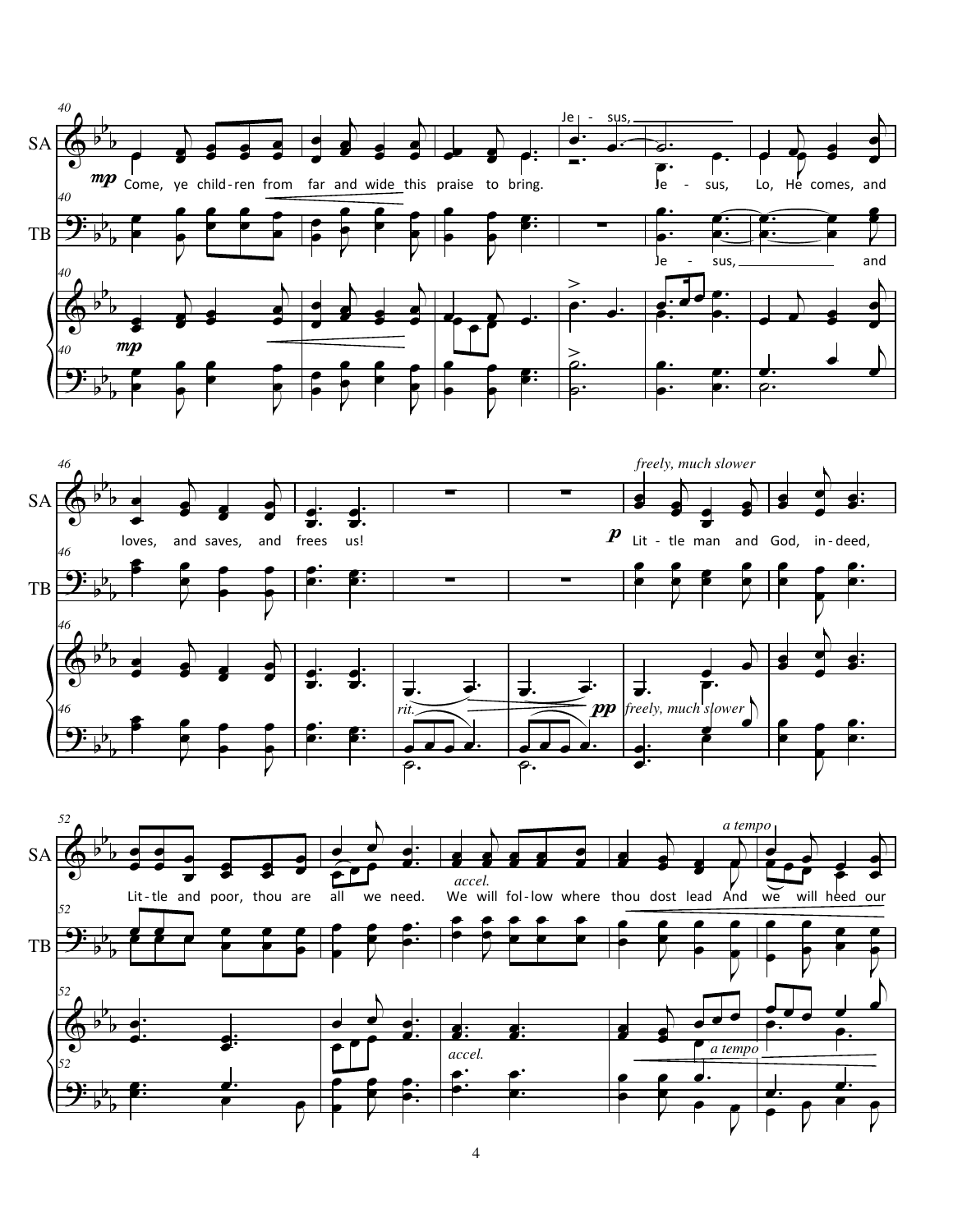40

**mp** Come, ye children from far and wide this praise to bring.

Je - sus, Lo, He comes, and

Je - sus, and

46

loves, and saves, and frees us!

*freely, much slower*

**p** Little man and God, in-deed,

*rit.* **pp**

52

Little and poor, thou are all we need. We will follow where thou dost lead And we will heed our

*accel.*

*a tempo*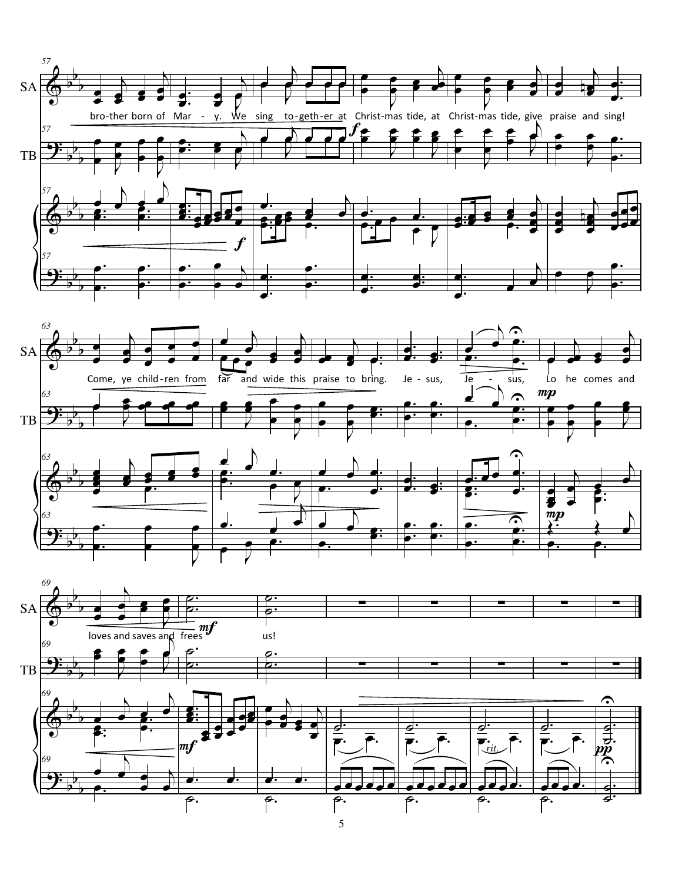bro-ther born of Mar - y. We sing to-geth-er at Christ-mas tide, at Christ-mas tide, give praise and sing!

Come, ye child-ren from far and wide this praise to bring. Je - sus, Je - sus, Lo he comes and

loves and saves and frees us!